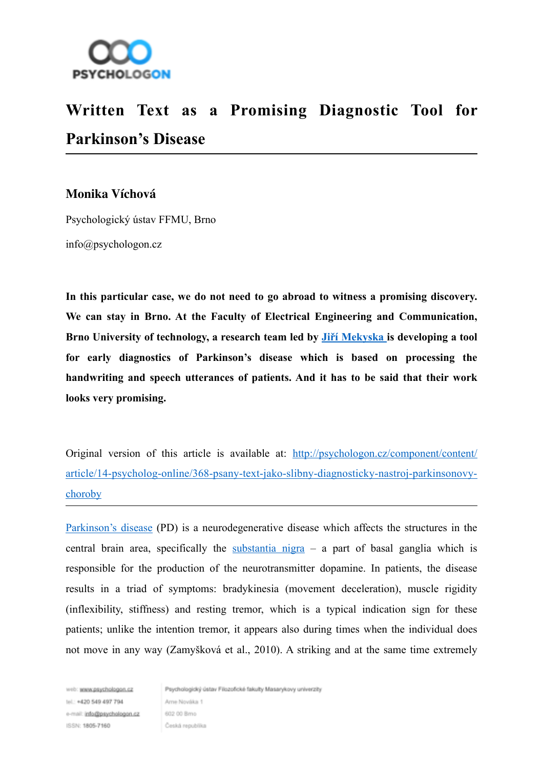# Written Text as a Promising Diagnostic Tool for Parkinson's Disease

**Monika Víchová**

Psychologický ústav FFMU, Brno

info@psychologon.cz

**In this particular case, we do not need to go abroad to witness a promising discovery. We can stay in Brno. At the Faculty of Electrical Engineering and Communication, Brno University of technology, a research team led by Jiří Mekyska is developing a tool for early diagnostics of Parkinson's disease which is based on processing the handwriting and speech utterances of patients. And it has to be said that their work looks very promising.**

Original version of this article is available at: http://psychologon.cz/component/content/article/14-psycholog-online/368-psany-text-jako-slibny-diagnosticky-nastroj-parkinsonovy-choroby

---

Parkinson's disease (PD) is a neurodegenerative disease which affects the structures in the central brain area, specifically the substantia nigra – a part of basal ganglia which is responsible for the production of the neurotransmitter dopamine. In patients, the disease results in a triad of symptoms: bradykinesia (movement deceleration), muscle rigidity (inflexibility, stiffness) and resting tremor, which is a typical indication sign for these patients; unlike the intention tremor, it appears also during times when the individual does not move in any way (Zamyšková et al., 2010). A striking and at the same time extremely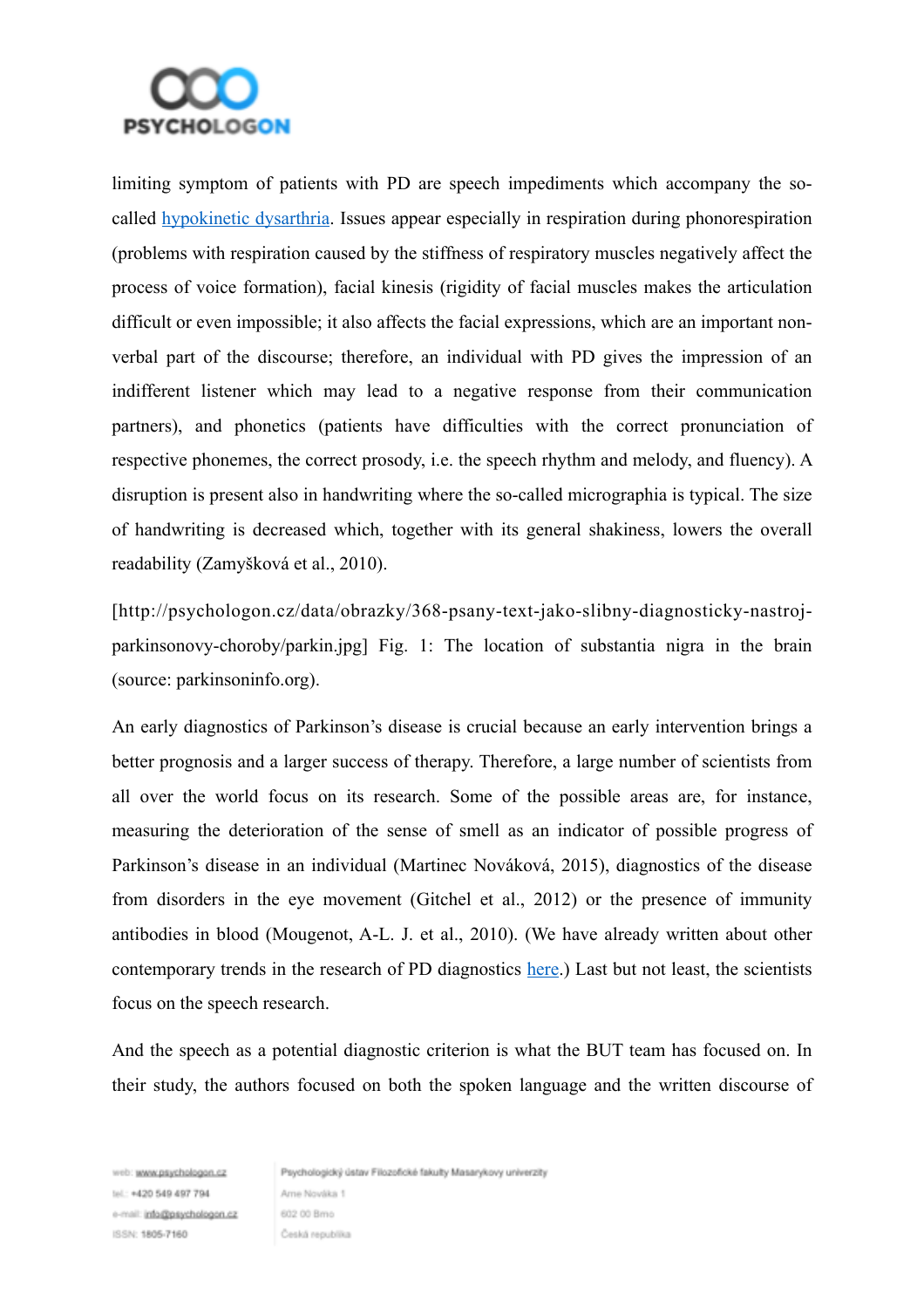limiting symptom of patients with PD are speech impediments which accompany the so-called [hypokinetic dysarthria](). Issues appear especially in respiration during phonorespiration (problems with respiration caused by the stiffness of respiratory muscles negatively affect the process of voice formation), facial kinesis (rigidity of facial muscles makes the articulation difficult or even impossible; it also affects the facial expressions, which are an important non-verbal part of the discourse; therefore, an individual with PD gives the impression of an indifferent listener which may lead to a negative response from their communication partners), and phonetics (patients have difficulties with the correct pronunciation of respective phonemes, the correct prosody, i.e. the speech rhythm and melody, and fluency). A disruption is present also in handwriting where the so-called micrographia is typical. The size of handwriting is decreased which, together with its general shakiness, lowers the overall readability (Zamyšková et al., 2010).

[http://psychologon.cz/data/obrazky/368-psany-text-jako-slibny-diagnosticky-nastroj-parkinsonovy-choroby/parkin.jpg] Fig. 1: The location of substantia nigra in the brain (source: parkinsoninfo.org).

An early diagnostics of Parkinson's disease is crucial because an early intervention brings a better prognosis and a larger success of therapy. Therefore, a large number of scientists from all over the world focus on its research. Some of the possible areas are, for instance, measuring the deterioration of the sense of smell as an indicator of possible progress of Parkinson's disease in an individual (Martinec Nováková, 2015), diagnostics of the disease from disorders in the eye movement (Gitchel et al., 2012) or the presence of immunity antibodies in blood (Mougenot, A-L. J. et al., 2010). (We have already written about other contemporary trends in the research of PD diagnostics [here]().) Last but not least, the scientists focus on the speech research.

And the speech as a potential diagnostic criterion is what the BUT team has focused on. In their study, the authors focused on both the spoken language and the written discourse of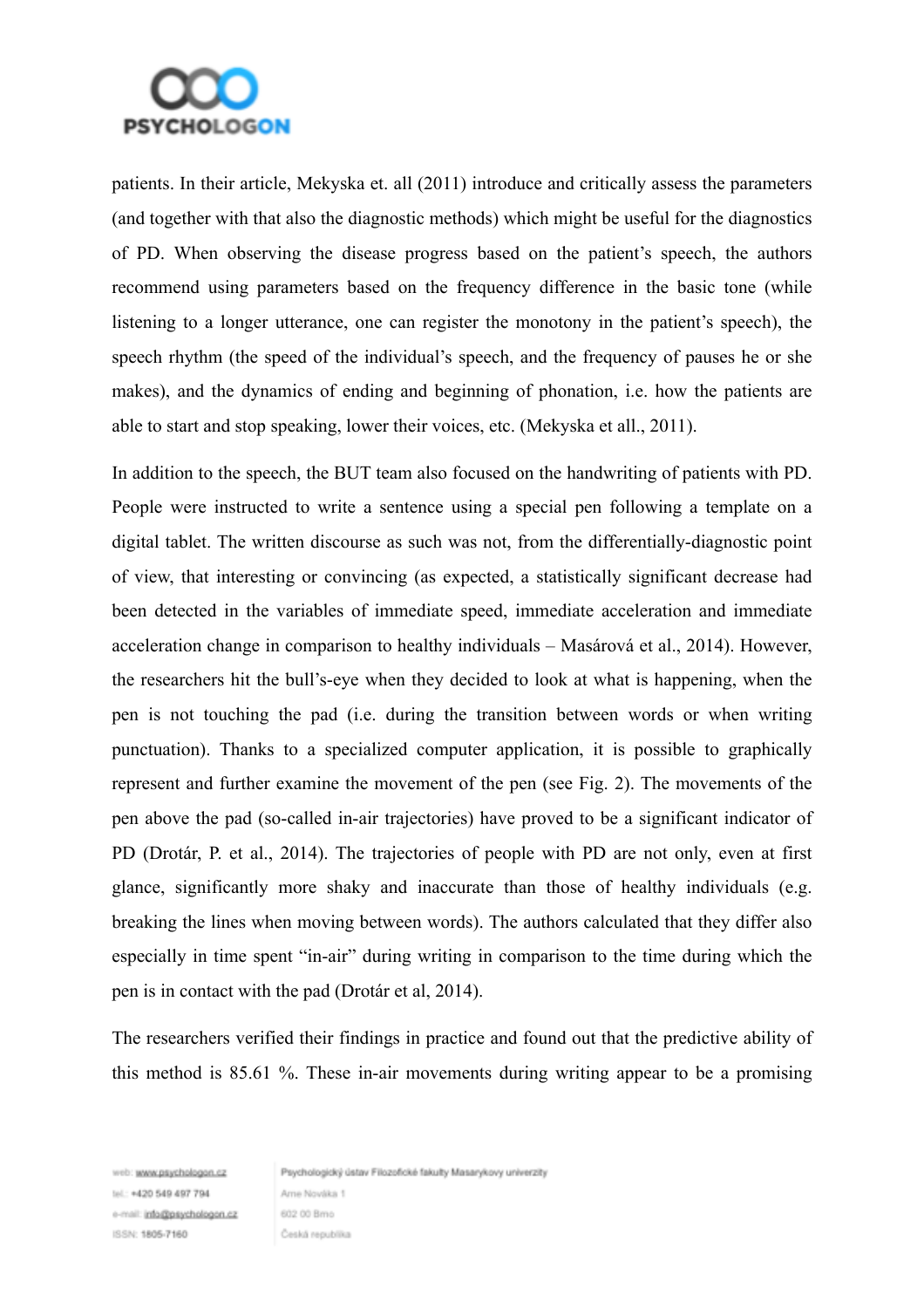patients. In their article, Mekyska et. all (2011) introduce and critically assess the parameters (and together with that also the diagnostic methods) which might be useful for the diagnostics of PD. When observing the disease progress based on the patient's speech, the authors recommend using parameters based on the frequency difference in the basic tone (while listening to a longer utterance, one can register the monotony in the patient's speech), the speech rhythm (the speed of the individual's speech, and the frequency of pauses he or she makes), and the dynamics of ending and beginning of phonation, i.e. how the patients are able to start and stop speaking, lower their voices, etc. (Mekyska et all., 2011).

In addition to the speech, the BUT team also focused on the handwriting of patients with PD. People were instructed to write a sentence using a special pen following a template on a digital tablet. The written discourse as such was not, from the differentially-diagnostic point of view, that interesting or convincing (as expected, a statistically significant decrease had been detected in the variables of immediate speed, immediate acceleration and immediate acceleration change in comparison to healthy individuals – Masárová et al., 2014). However, the researchers hit the bull's-eye when they decided to look at what is happening, when the pen is not touching the pad (i.e. during the transition between words or when writing punctuation). Thanks to a specialized computer application, it is possible to graphically represent and further examine the movement of the pen (see Fig. 2). The movements of the pen above the pad (so-called in-air trajectories) have proved to be a significant indicator of PD (Drotár, P. et al., 2014). The trajectories of people with PD are not only, even at first glance, significantly more shaky and inaccurate than those of healthy individuals (e.g. breaking the lines when moving between words). The authors calculated that they differ also especially in time spent "in-air" during writing in comparison to the time during which the pen is in contact with the pad (Drotár et al, 2014).

The researchers verified their findings in practice and found out that the predictive ability of this method is 85.61 %. These in-air movements during writing appear to be a promising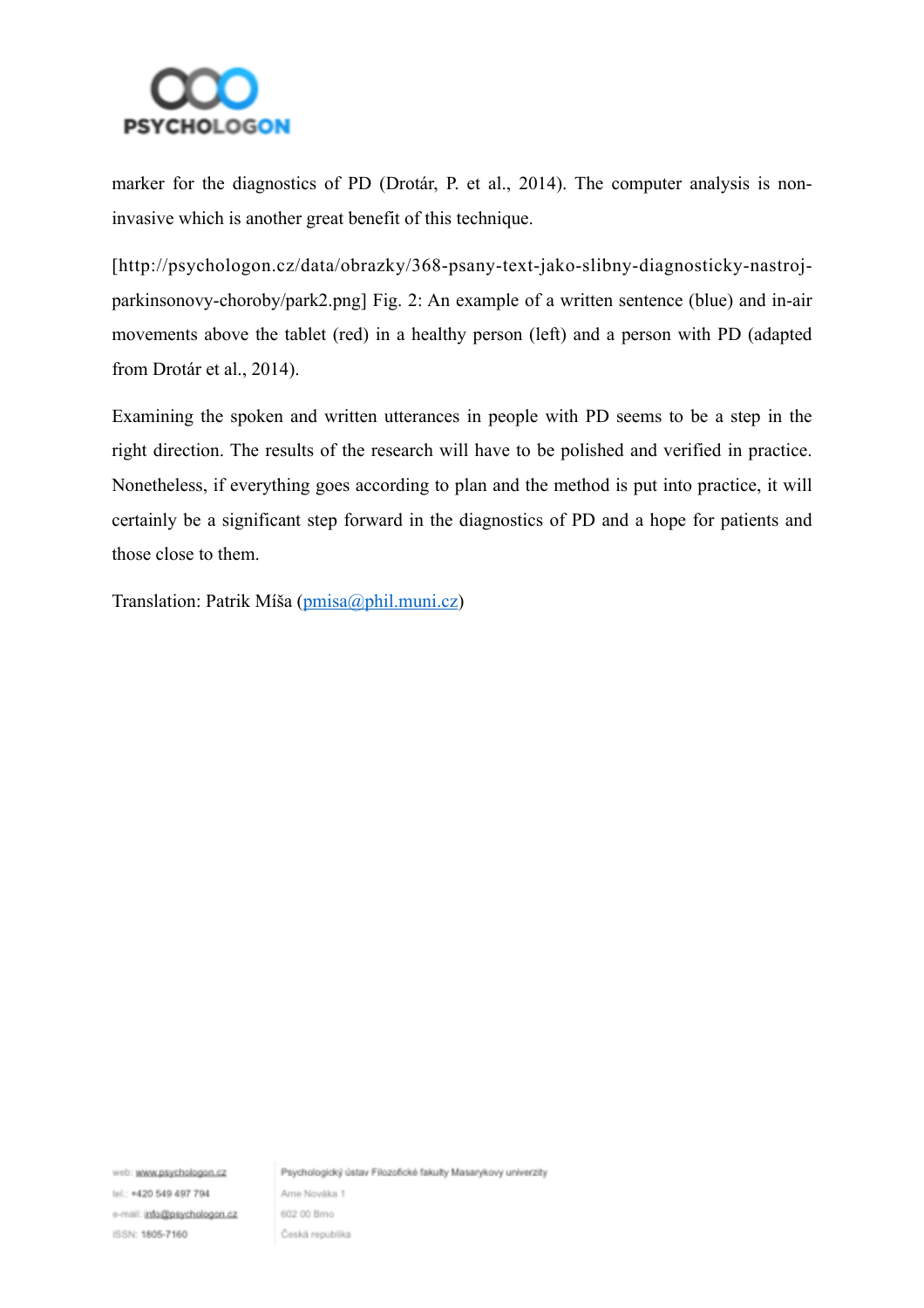marker for the diagnostics of PD (Drotár, P. et al., 2014). The computer analysis is non-invasive which is another great benefit of this technique.

[http://psychologon.cz/data/obrazky/368-psany-text-jako-slibny-diagnosticky-nastroj-parkinsonovy-choroby/park2.png] Fig. 2: An example of a written sentence (blue) and in-air movements above the tablet (red) in a healthy person (left) and a person with PD (adapted from Drotár et al., 2014).

Examining the spoken and written utterances in people with PD seems to be a step in the right direction. The results of the research will have to be polished and verified in practice. Nonetheless, if everything goes according to plan and the method is put into practice, it will certainly be a significant step forward in the diagnostics of PD and a hope for patients and those close to them.

Translation: Patrik Míša (pmisa@phil.muni.cz)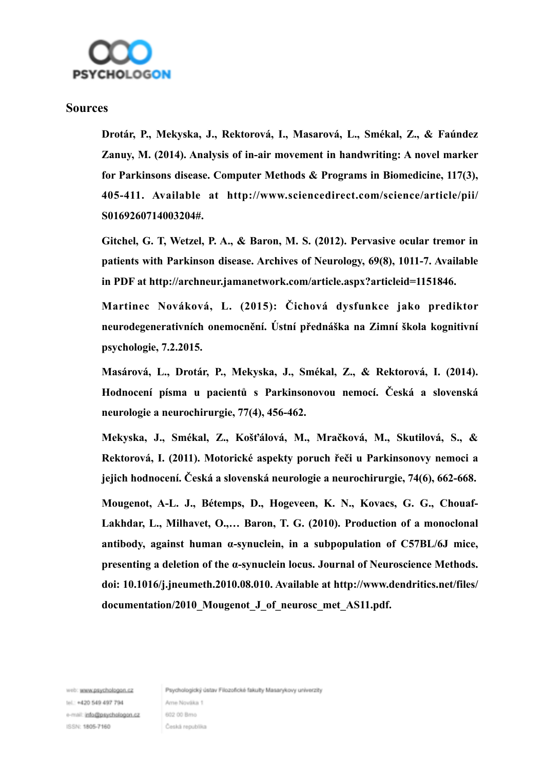## Sources

**Drotár, P., Mekyska, J., Rektorová, I., Masarová, L., Smékal, Z., & Faúndez Zanuy, M. (2014). Analysis of in-air movement in handwriting: A novel marker for Parkinsons disease. Computer Methods & Programs in Biomedicine, 117(3), 405-411. Available at http://www.sciencedirect.com/science/article/pii/S0169260714003204#.**

**Gitchel, G. T, Wetzel, P. A., & Baron, M. S. (2012). Pervasive ocular tremor in patients with Parkinson disease. Archives of Neurology, 69(8), 1011-7. Available in PDF at http://archneur.jamanetwork.com/article.aspx?articleid=1151846.**

**Martinec Nováková, L. (2015): Čichová dysfunkce jako prediktor neurodegenerativních onemocnění. Ústní přednáška na Zimní škola kognitivní psychologie, 7.2.2015.**

**Masárová, L., Drotár, P., Mekyska, J., Smékal, Z., & Rektorová, I. (2014). Hodnocení písma u pacientů s Parkinsonovou nemocí. Česká a slovenská neurologie a neurochirurgie, 77(4), 456-462.**

**Mekyska, J., Smékal, Z., Košťálová, M., Mračková, M., Skutilová, S., & Rektorová, I. (2011). Motorické aspekty poruch řeči u Parkinsonovy nemoci a jejich hodnocení. Česká a slovenská neurologie a neurochirurgie, 74(6), 662-668.**

**Mougenot, A-L. J., Bétemps, D., Hogeveen, K. N., Kovacs, G. G., Chouaf-Lakhdar, L., Milhavet, O.,… Baron, T. G. (2010). Production of a monoclonal antibody, against human α-synuclein, in a subpopulation of C57BL/6J mice, presenting a deletion of the α-synuclein locus. Journal of Neuroscience Methods. doi: 10.1016/j.jneumeth.2010.08.010. Available at http://www.dendritics.net/files/documentation/2010_Mougenot_J_of_neurosc_met_AS11.pdf.**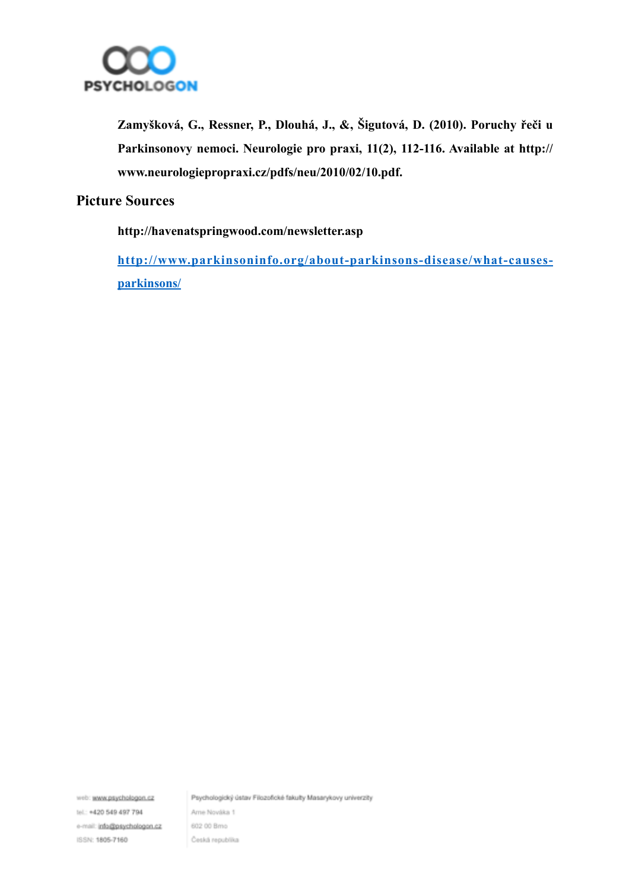Zamyšková, G., Ressner, P., Dlouhá, J., &, Šigutová, D. (2010). Poruchy řeči u Parkinsonovy nemoci. Neurologie pro praxi, 11(2), 112-116. Available at http://www.neurologiepropraxi.cz/pdfs/neu/2010/02/10.pdf.

## Picture Sources

http://havenatspringwood.com/newsletter.asp

http://www.parkinsoninfo.org/about-parkinsons-disease/what-causes-parkinsons/